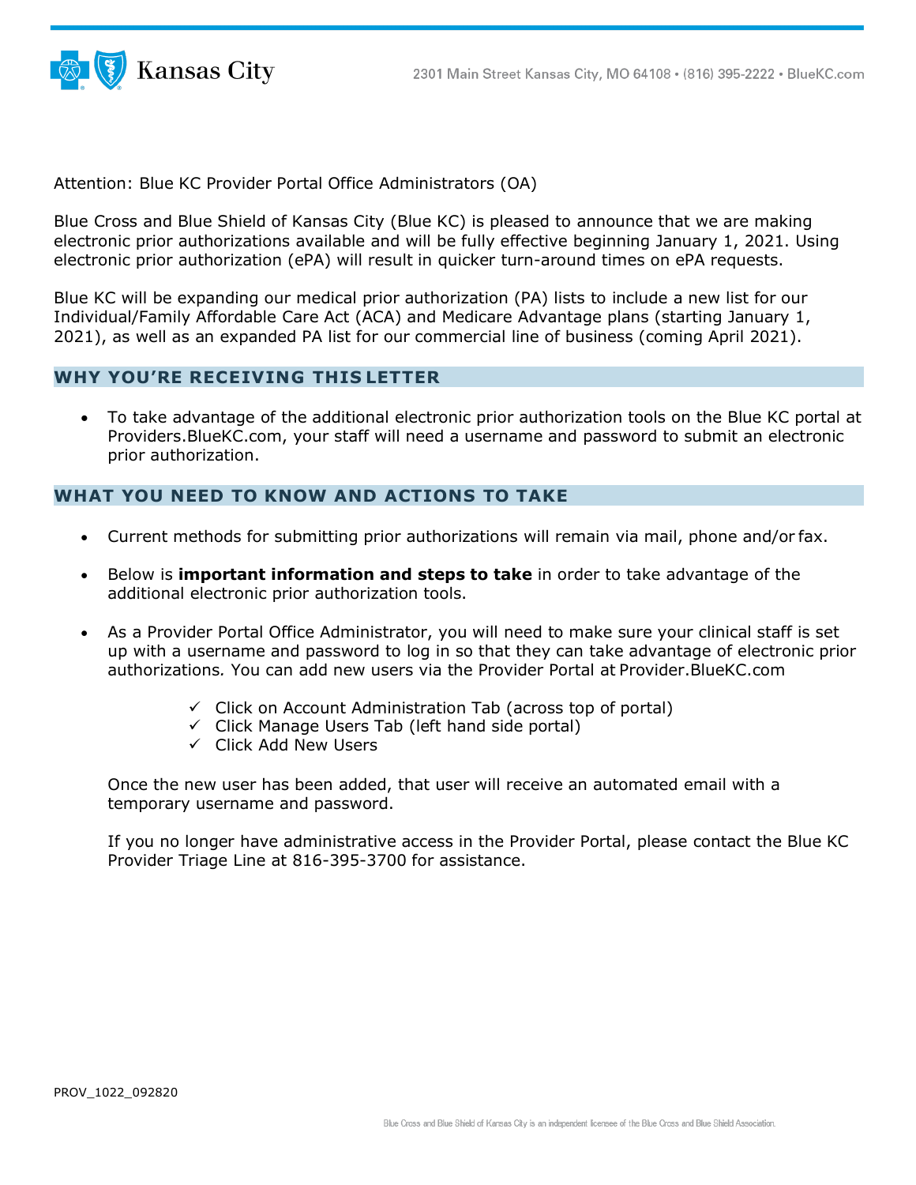Kansas City

2301 Main Street Kansas City, MO 64108 • (816) 395-2222 • BlueKC.com

Attention: Blue KC Provider Portal Office Administrators (OA)

Blue Cross and Blue Shield of Kansas City (Blue KC) is pleased to announce that we are making electronic prior authorizations available and will be fully effective beginning January 1, 2021. Using electronic prior authorization (ePA) will result in quicker turn-around times on ePA requests.

Blue KC will be expanding our medical prior authorization (PA) lists to include a new list for our Individual/Family Affordable Care Act (ACA) and Medicare Advantage plans (starting January 1, 2021), as well as an expanded PA list for our commercial line of business (coming April 2021).

## WHY YOU'RE RECEIVING THIS LETTER

- To take advantage of the additional electronic prior authorization tools on the Blue KC portal at Providers.BlueKC.com, your staff will need a username and password to submit an electronic prior authorization.

## WHAT YOU NEED TO KNOW AND ACTIONS TO TAKE

- Current methods for submitting prior authorizations will remain via mail, phone and/or fax.
- Below is **important information and steps to take** in order to take advantage of the additional electronic prior authorization tools.
- As a Provider Portal Office Administrator, you will need to make sure your clinical staff is set up with a username and password to log in so that they can take advantage of electronic prior authorizations. You can add new users via the Provider Portal at Provider.BlueKC.com

  - ✓ Click on Account Administration Tab (across top of portal)
  - ✓ Click Manage Users Tab (left hand side portal)
  - ✓ Click Add New Users

  Once the new user has been added, that user will receive an automated email with a temporary username and password.

  If you no longer have administrative access in the Provider Portal, please contact the Blue KC Provider Triage Line at 816-395-3700 for assistance.

PROV_1022_092820

Blue Cross and Blue Shield of Kansas City is an independent licensee of the Blue Cross and Blue Shield Association.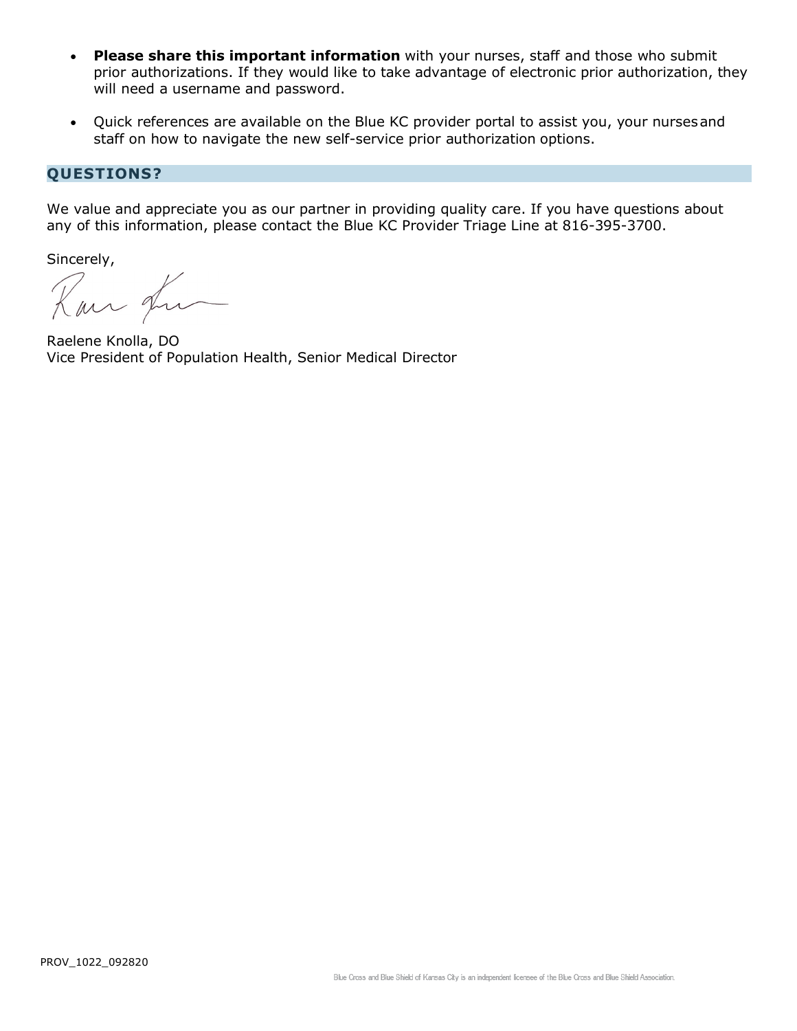- **Please share this important information** with your nurses, staff and those who submit prior authorizations. If they would like to take advantage of electronic prior authorization, they will need a username and password.

- Quick references are available on the Blue KC provider portal to assist you, your nurses and staff on how to navigate the new self-service prior authorization options.

## QUESTIONS?

We value and appreciate you as our partner in providing quality care. If you have questions about any of this information, please contact the Blue KC Provider Triage Line at 816-395-3700.

Sincerely,

Raelene Knolla, DO
Vice President of Population Health, Senior Medical Director

PROV_1022_092820

Blue Cross and Blue Shield of Kansas City is an independent licensee of the Blue Cross and Blue Shield Association.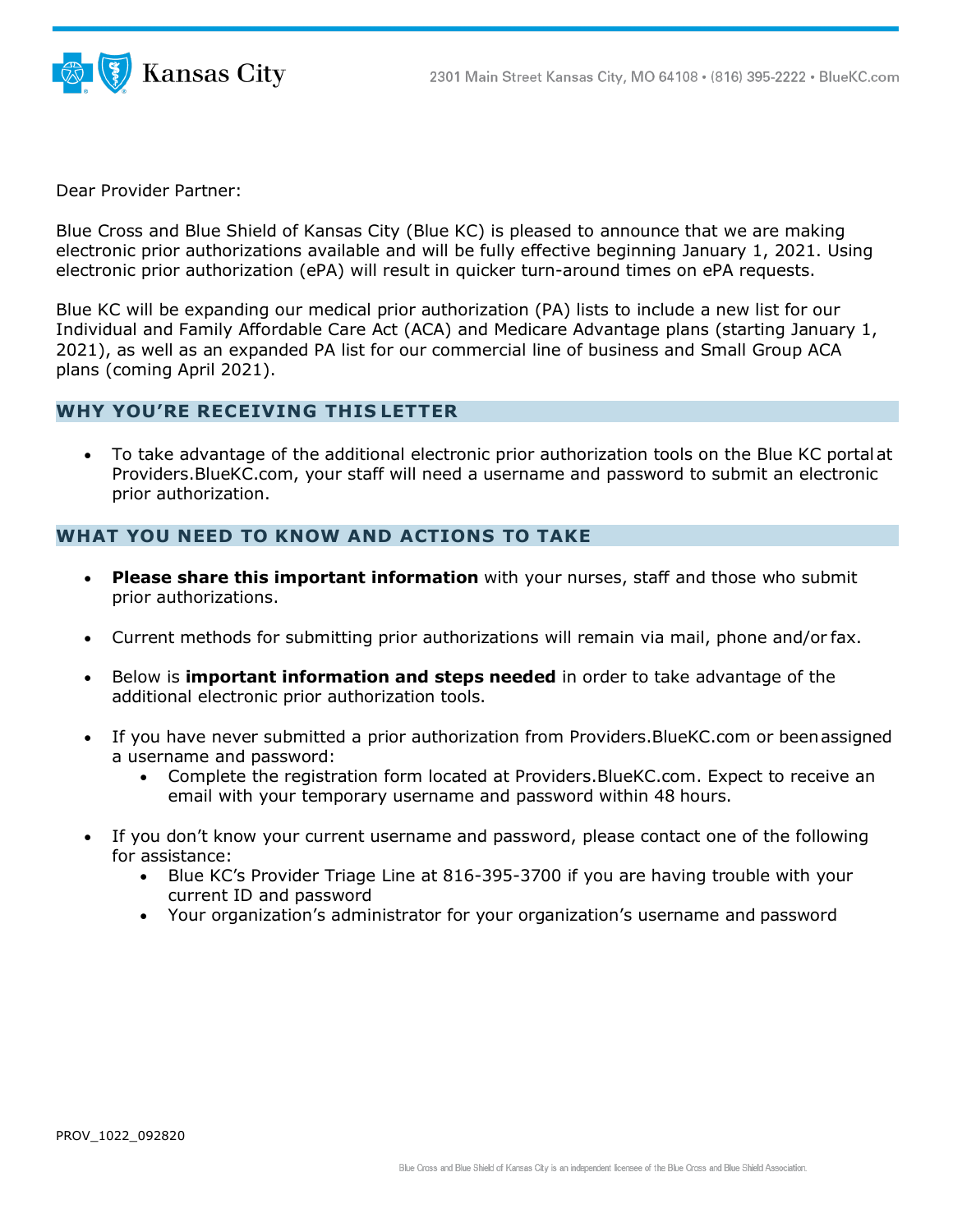Dear Provider Partner:

Blue Cross and Blue Shield of Kansas City (Blue KC) is pleased to announce that we are making electronic prior authorizations available and will be fully effective beginning January 1, 2021. Using electronic prior authorization (ePA) will result in quicker turn-around times on ePA requests.

Blue KC will be expanding our medical prior authorization (PA) lists to include a new list for our Individual and Family Affordable Care Act (ACA) and Medicare Advantage plans (starting January 1, 2021), as well as an expanded PA list for our commercial line of business and Small Group ACA plans (coming April 2021).

## WHY YOU'RE RECEIVING THIS LETTER

- To take advantage of the additional electronic prior authorization tools on the Blue KC portal at Providers.BlueKC.com, your staff will need a username and password to submit an electronic prior authorization.

## WHAT YOU NEED TO KNOW AND ACTIONS TO TAKE

- **Please share this important information** with your nurses, staff and those who submit prior authorizations.
- Current methods for submitting prior authorizations will remain via mail, phone and/or fax.
- Below is **important information and steps needed** in order to take advantage of the additional electronic prior authorization tools.
- If you have never submitted a prior authorization from Providers.BlueKC.com or been assigned a username and password:
    - Complete the registration form located at Providers.BlueKC.com. Expect to receive an email with your temporary username and password within 48 hours.
- If you don't know your current username and password, please contact one of the following for assistance:
    - Blue KC's Provider Triage Line at 816-395-3700 if you are having trouble with your current ID and password
    - Your organization's administrator for your organization's username and password

PROV_1022_092820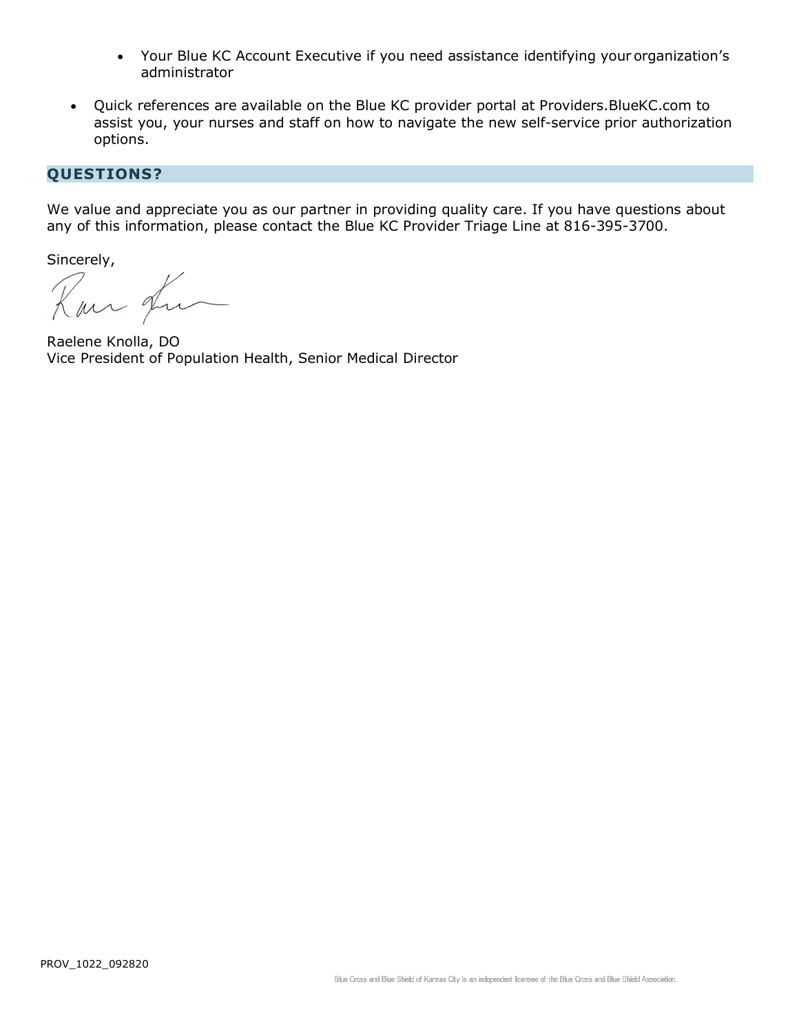- Your Blue KC Account Executive if you need assistance identifying your organization's administrator

- Quick references are available on the Blue KC provider portal at Providers.BlueKC.com to assist you, your nurses and staff on how to navigate the new self-service prior authorization options.

## QUESTIONS?

We value and appreciate you as our partner in providing quality care. If you have questions about any of this information, please contact the Blue KC Provider Triage Line at 816-395-3700.

Sincerely,

Raelene Knolla, DO
Vice President of Population Health, Senior Medical Director

PROV_1022_092820

Blue Cross and Blue Shield of Kansas City is an independent licensee of the Blue Cross and Blue Shield Association.